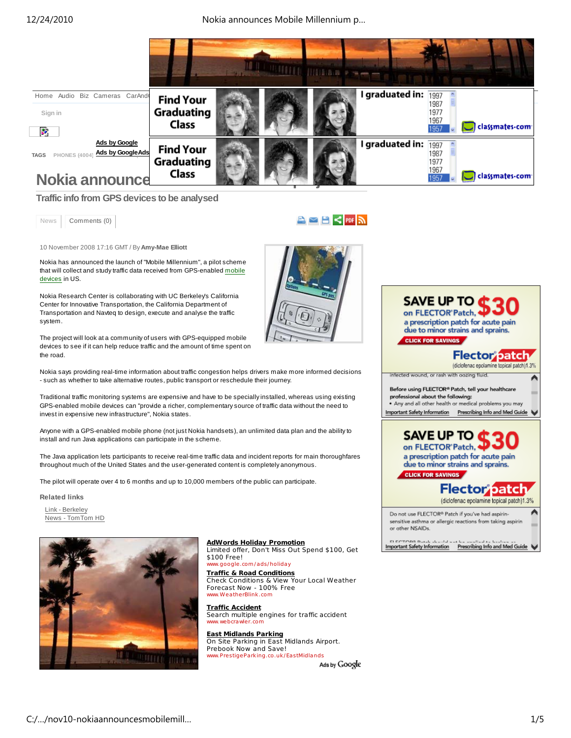Home Audio Biz Cameras CarAnd

Sign in

Ads by Google

Ads by GoogleAds

TAGS PHONES (4004)

# Nokia announce

## Traffic info from GPS devices to be analysed

News | Comments (0)

10 November 2008 17:16 GMT / By **Amy-Mae Elliott**

Nokia has announced the launch of "Mobile Millennium", a pilot scheme that will collect and study traffic data received from GPS-enabled mobile devices in US.

Nokia Research Center is collaborating with UC Berkeley's California Center for Innovative Transportation, the California Department of Transportation and Navteq to design, execute and analyse the traffic system.

The project will look at a community of users with GPS-equipped mobile devices to see if it can help reduce traffic and the amount of time spent on the road.

Nokia says providing real-time information about traffic congestion helps drivers make more informed decisions - such as whether to take alternative routes, public transport or reschedule their journey.

Traditional traffic monitoring systems are expensive and have to be specially installed, whereas using existing GPS-enabled mobile devices can "provide a richer, complementary source of traffic data without the need to invest in expensive new infrastructure", Nokia states.

Anyone with a GPS-enabled mobile phone (not just Nokia handsets), an unlimited data plan and the ability to install and run Java applications can participate in the scheme.

The Java application lets participants to receive real-time traffic data and incident reports for main thoroughfares throughout much of the United States and the user-generated content is completely anonymous.

The pilot will operate over 4 to 6 months and up to 10,000 members of the public can participate.

### Related links

Link - Berkeley
News - TomTom HD

**AdWords Holiday Promotion**
Limited offer, Don't Miss Out Spend $100, Get $100 Free!
www.google.com/ads/holiday

**Traffic & Road Conditions**
Check Conditions & View Your Local Weather Forecast Now - 100% Free
www.WeatherBlink.com

**Traffic Accident**
Search multiple engines for traffic accident
www.webcrawler.com

**East Midlands Parking**
On Site Parking in East Midlands Airport. Prebook Now and Save!
www.PrestigeParking.co.uk/EastMidlands

Ads by Google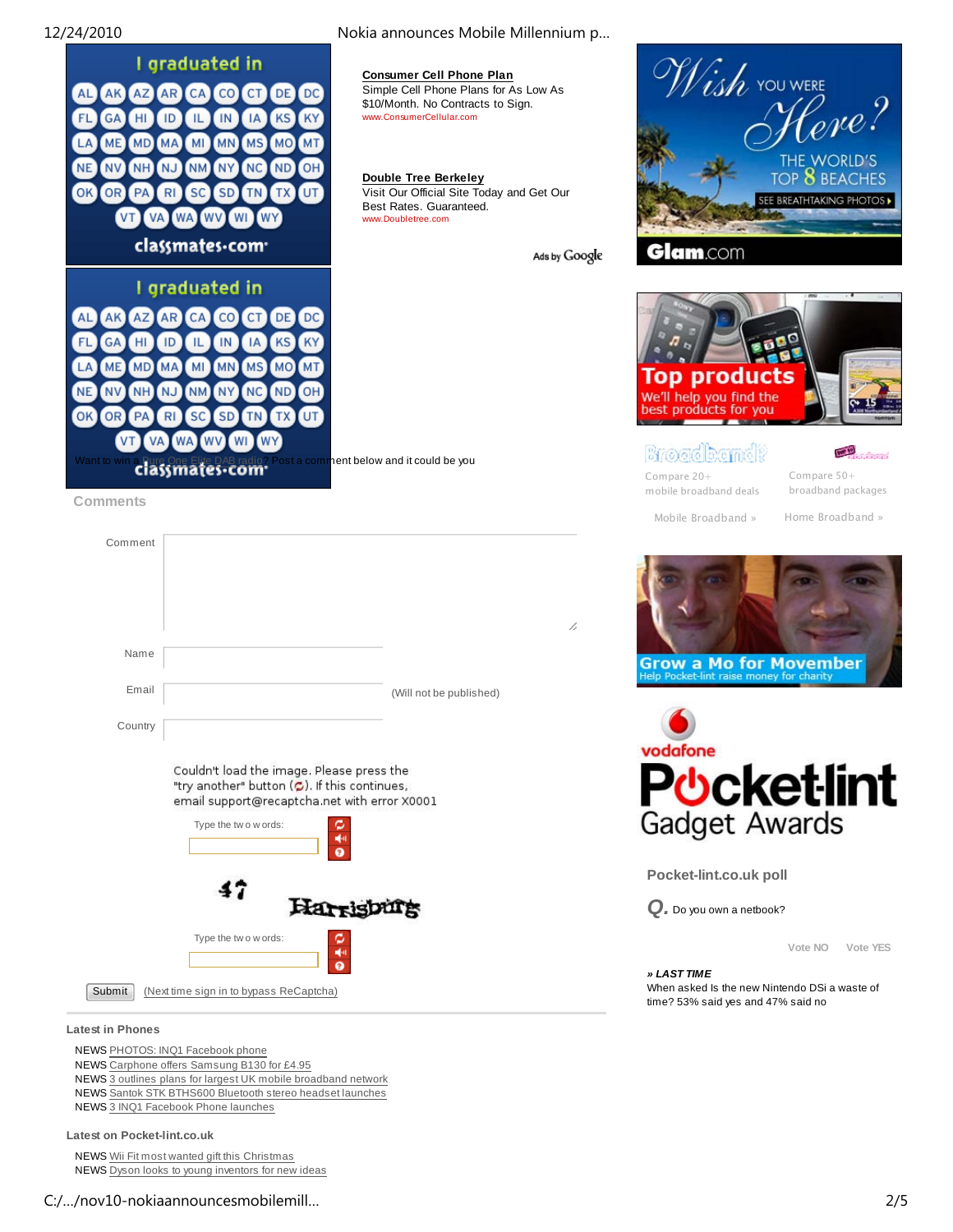**Consumer Cell Phone Plan**
Simple Cell Phone Plans for As Low As $10/Month. No Contracts to Sign.
www.ConsumerCellular.com

**Double Tree Berkeley**
Visit Our Official Site Today and Get Our Best Rates. Guaranteed.
www.Doubletree.com

Ads by Google

Want to win a Pure One Elite DAB radio? Post a comment below and it could be you

## Comments

Comment

Name

Email (Will not be published)

Country

Couldn't load the image. Please press the "try another" button. If this continues, email support@recaptcha.net with error X0001

Type the two words:

Type the two words:

Submit (Next time sign in to bypass ReCaptcha)

### Latest in Phones

NEWS PHOTOS: INQ1 Facebook phone
NEWS Carphone offers Samsung B130 for £4.95
NEWS 3 outlines plans for largest UK mobile broadband network
NEWS Santok STK BTHS600 Bluetooth stereo headset launches
NEWS 3 INQ1 Facebook Phone launches

### Latest on Pocket-lint.co.uk

NEWS Wii Fit most wanted gift this Christmas
NEWS Dyson looks to young inventors for new ideas

Compare 20+ mobile broadband deals
Mobile Broadband »

Compare 50+ broadband packages
Home Broadband »

### Pocket-lint.co.uk poll

Q. Do you own a netbook?

Vote NO Vote YES

***» LAST TIME***
When asked Is the new Nintendo DSi a waste of time? 53% said yes and 47% said no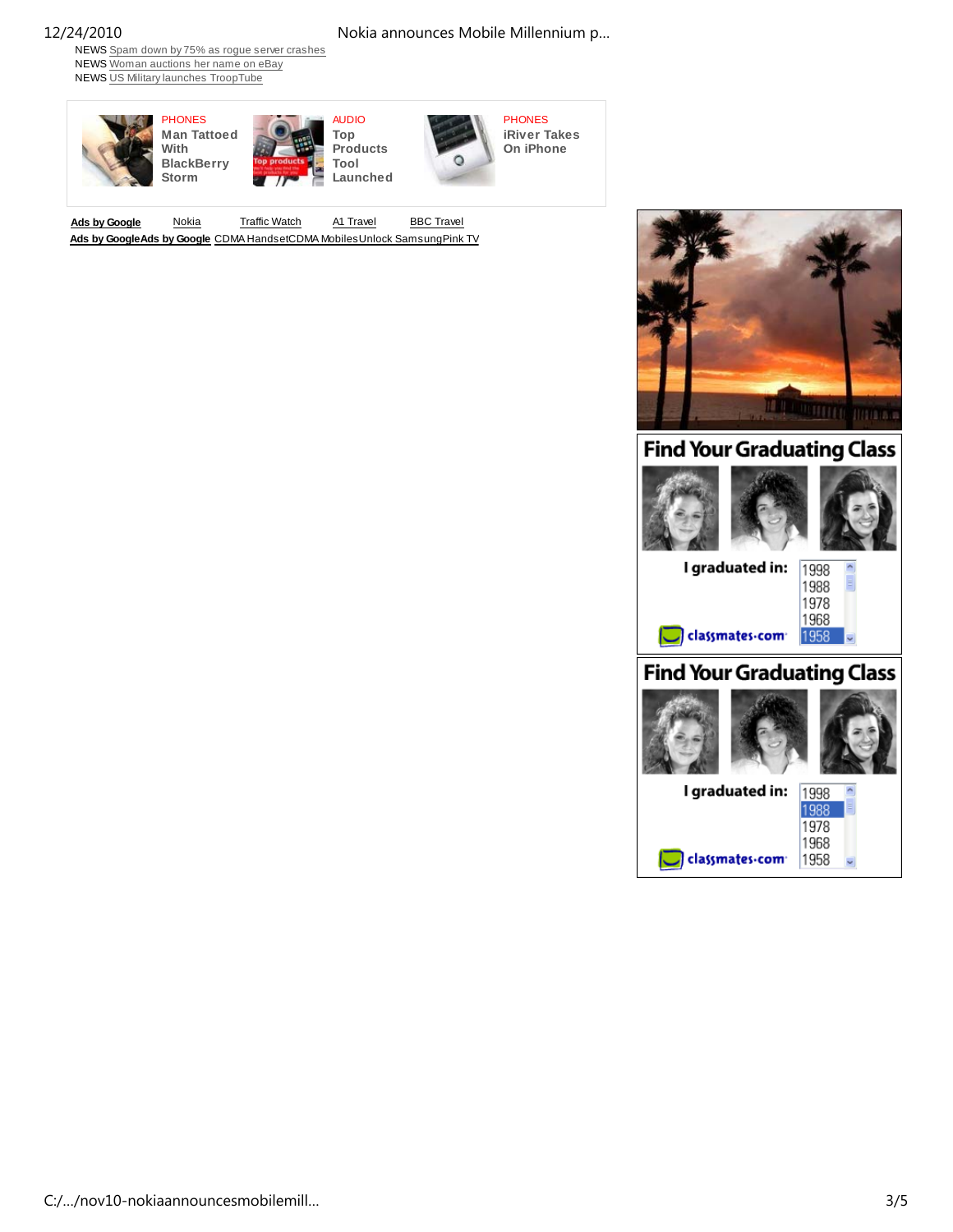NEWS Spam down by 75% as rogue server crashes
NEWS Woman auctions her name on eBay
NEWS US Military launches TroopTube

PHONES
Man Tattooed With BlackBerry Storm

AUDIO
Top Products Tool Launched

PHONES
iRiver Takes On iPhone

**Ads by Google** Nokia Traffic Watch A1 Travel BBC Travel

**Ads by Google** **Ads by Google** CDMA Handset CDMA Mobiles Unlock Samsung Pink TV

Find Your Graduating Class

I graduated in: 1998 1988 1978 1968 1958

classmates.com

Find Your Graduating Class

I graduated in: 1998 1988 1978 1968 1958

classmates.com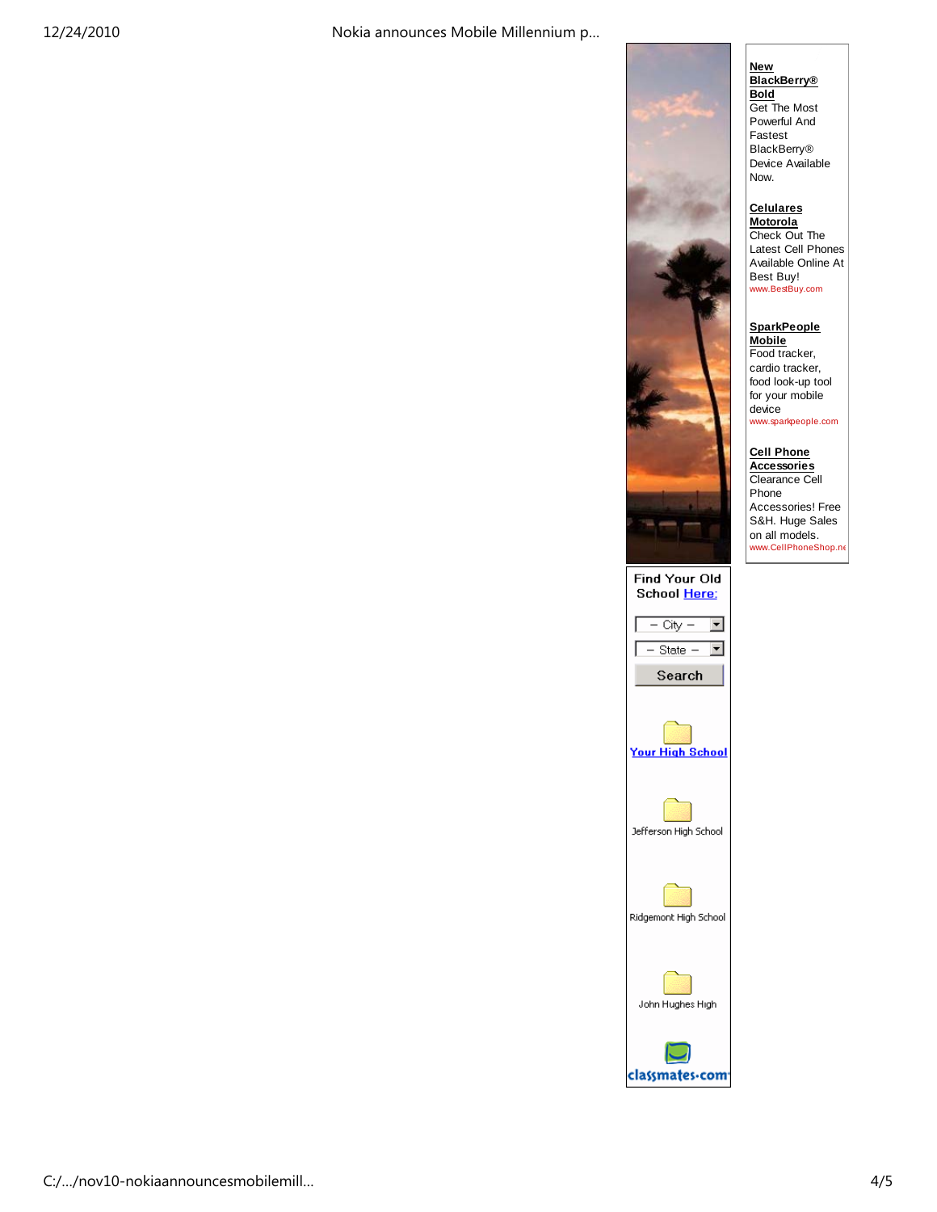**New BlackBerry® Bold**
Get The Most Powerful And Fastest BlackBerry® Device Available Now.

**Celulares Motorola**
Check Out The Latest Cell Phones Available Online At Best Buy!
www.BestBuy.com

**SparkPeople Mobile**
Food tracker, cardio tracker, food look-up tool for your mobile device
www.sparkpeople.com

**Cell Phone Accessories**
Clearance Cell Phone Accessories! Free S&H. Huge Sales on all models.
www.CellPhoneShop.ne

Find Your Old School Here:

– City –

– State –

Search

Your High School

Jefferson High School

Ridgemont High School

John Hughes High

classmates.com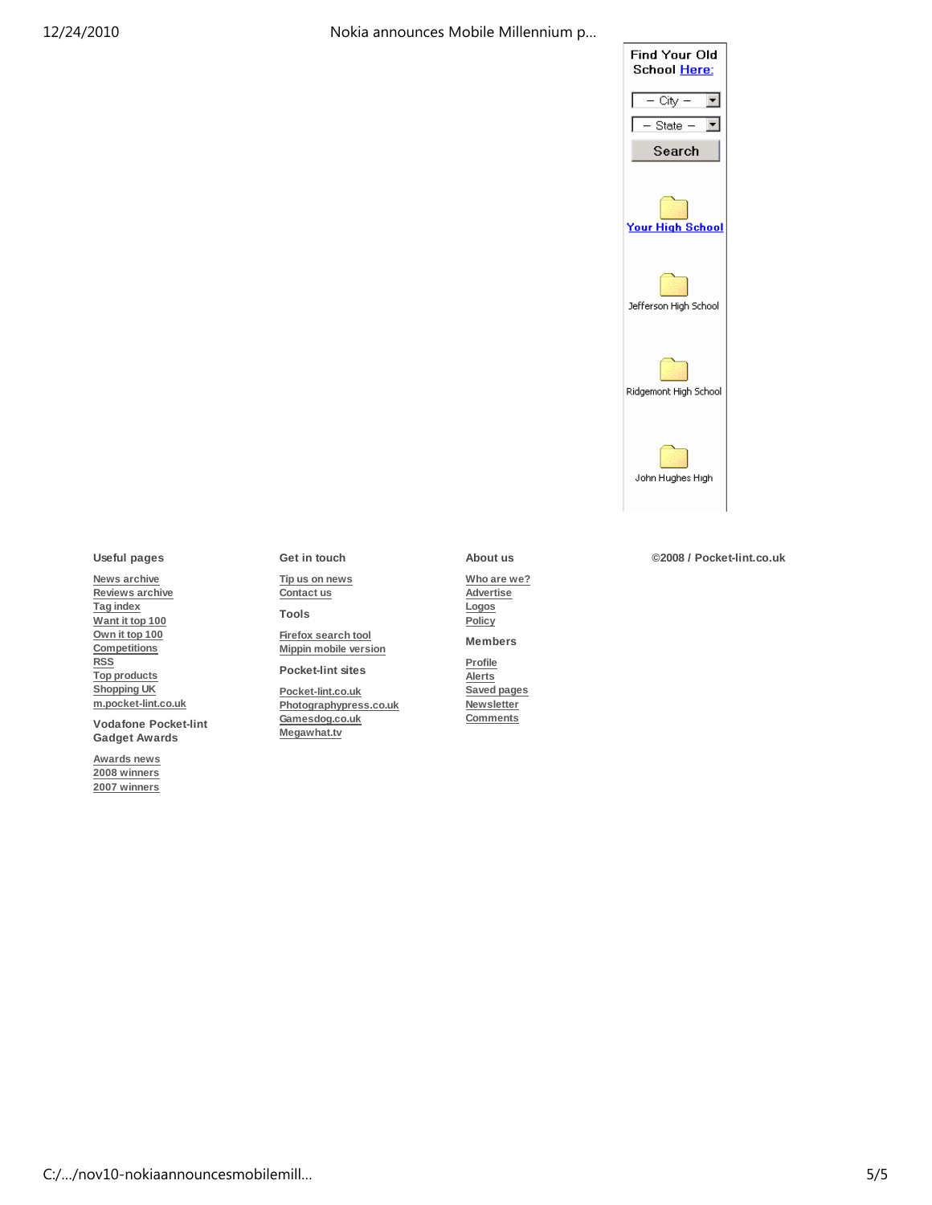Find Your Old School Here:

– City –

– State –

Search

Your High School

Jefferson High School

Ridgemont High School

John Hughes High

### Useful pages

- News archive
- Reviews archive
- Tag index
- Want it top 100
- Own it top 100
- Competitions
- RSS
- Top products
- Shopping UK
- m.pocket-lint.co.uk

### Vodafone Pocket-lint Gadget Awards

- Awards news
- 2008 winners
- 2007 winners

### Get in touch

- Tip us on news
- Contact us

### Tools

- Firefox search tool
- Mippin mobile version

### Pocket-lint sites

- Pocket-lint.co.uk
- Photographypress.co.uk
- Gamesdog.co.uk
- Megawhat.tv

### About us

- Who are we?
- Advertise
- Logos
- Policy

### Members

- Profile
- Alerts
- Saved pages
- Newsletter
- Comments

©2008 / Pocket-lint.co.uk